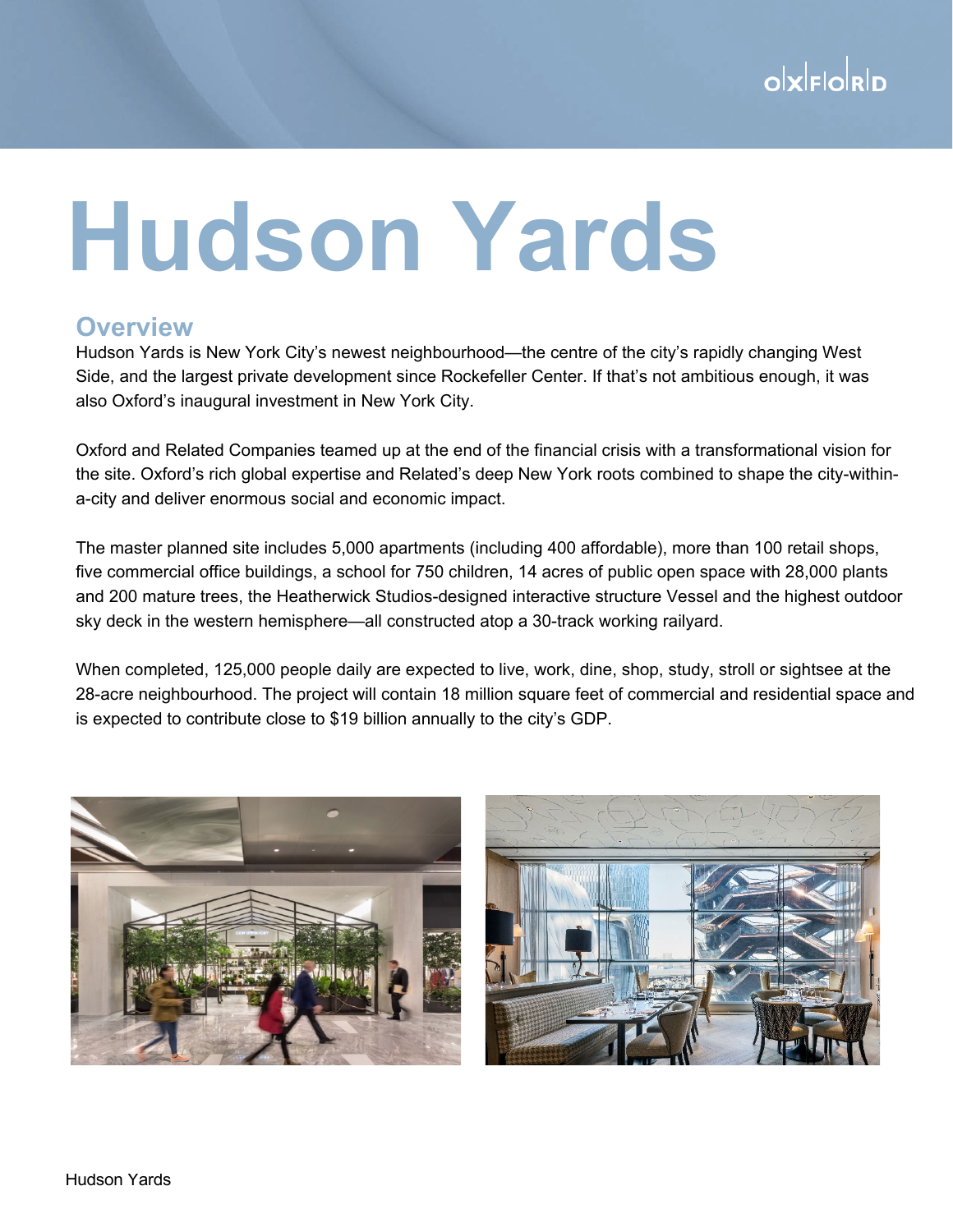# Hudson Yards

## Overview

Hudson Yards is New York City's newest neighbourhood—the centre of the city's rapidly changing West Side, and the largest private development since Rockefeller Center. If that's not ambitious enough, it was also Oxford's inaugural investment in New York City.

Oxford and Related Companies teamed up at the end of the financial crisis with a transformational vision for the site. Oxford's rich global expertise and Related's deep New York roots combined to shape the city-within-a-city and deliver enormous social and economic impact.

The master planned site includes 5,000 apartments (including 400 affordable), more than 100 retail shops, five commercial office buildings, a school for 750 children, 14 acres of public open space with 28,000 plants and 200 mature trees, the Heatherwick Studios-designed interactive structure Vessel and the highest outdoor sky deck in the western hemisphere—all constructed atop a 30-track working railyard.

When completed, 125,000 people daily are expected to live, work, dine, shop, study, stroll or sightsee at the 28-acre neighbourhood. The project will contain 18 million square feet of commercial and residential space and is expected to contribute close to $19 billion annually to the city's GDP.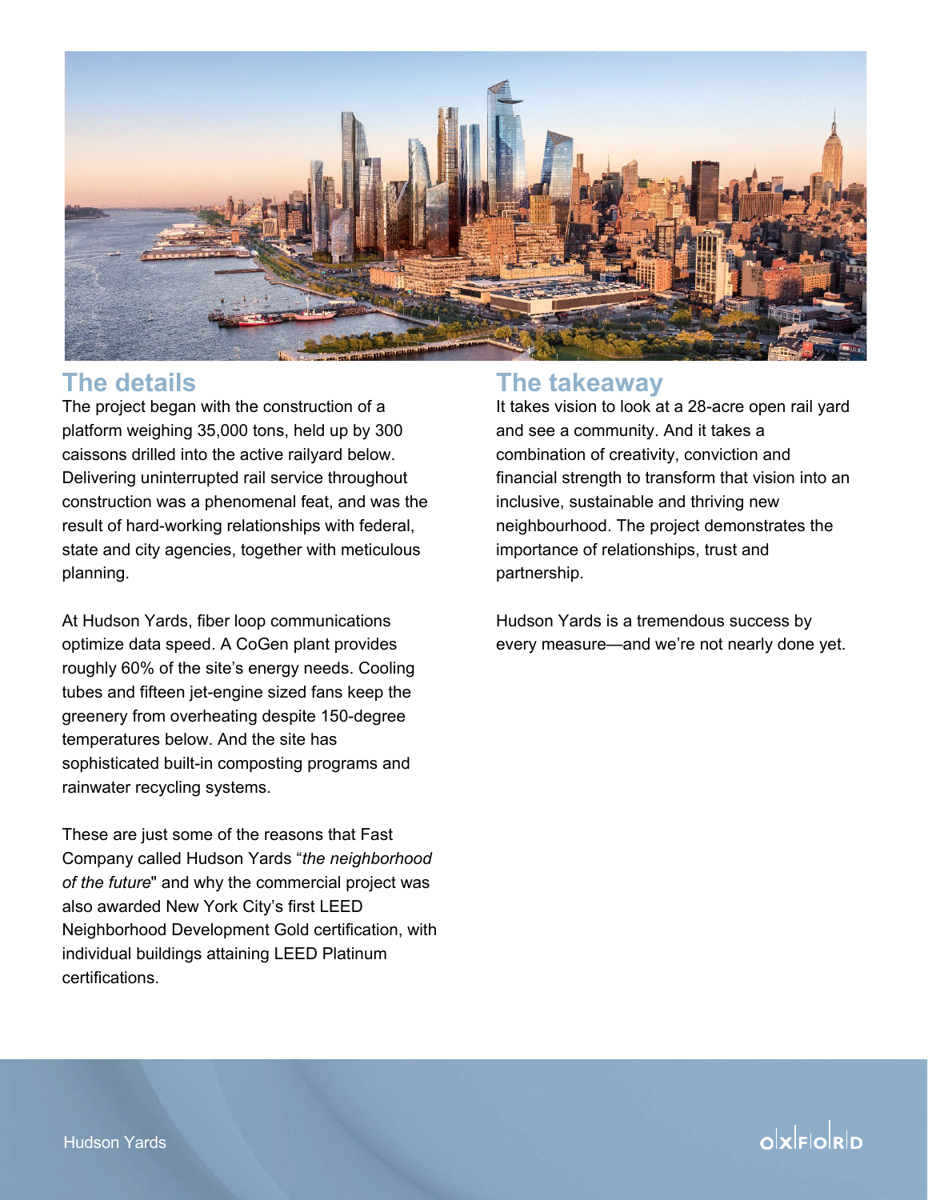## The details

The project began with the construction of a platform weighing 35,000 tons, held up by 300 caissons drilled into the active railyard below. Delivering uninterrupted rail service throughout construction was a phenomenal feat, and was the result of hard-working relationships with federal, state and city agencies, together with meticulous planning.

At Hudson Yards, fiber loop communications optimize data speed. A CoGen plant provides roughly 60% of the site's energy needs. Cooling tubes and fifteen jet-engine sized fans keep the greenery from overheating despite 150-degree temperatures below. And the site has sophisticated built-in composting programs and rainwater recycling systems.

These are just some of the reasons that Fast Company called Hudson Yards "*the neighborhood of the future*" and why the commercial project was also awarded New York City's first LEED Neighborhood Development Gold certification, with individual buildings attaining LEED Platinum certifications.

## The takeaway

It takes vision to look at a 28-acre open rail yard and see a community. And it takes a combination of creativity, conviction and financial strength to transform that vision into an inclusive, sustainable and thriving new neighbourhood. The project demonstrates the importance of relationships, trust and partnership.

Hudson Yards is a tremendous success by every measure—and we're not nearly done yet.